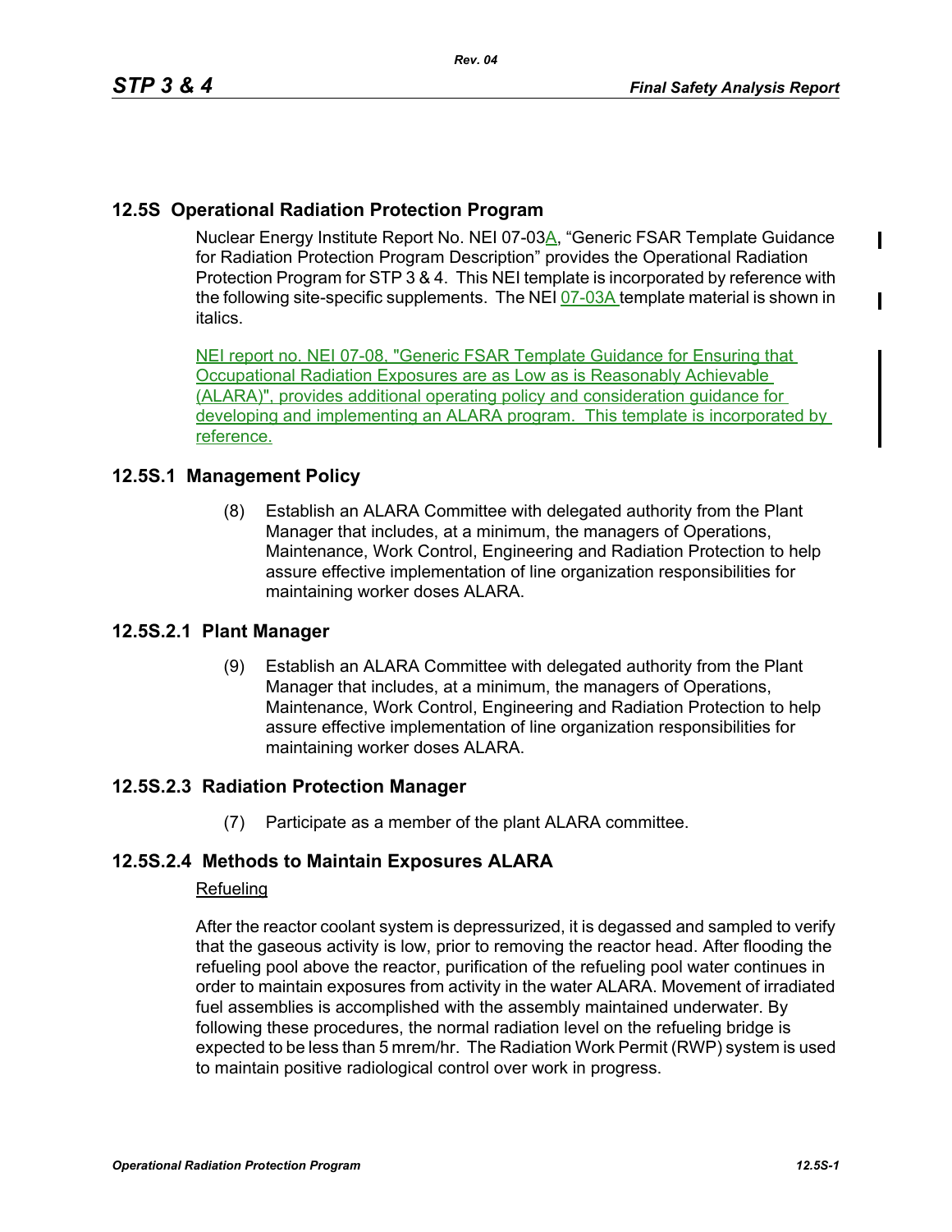## 12.5S Operational Radiation Protection Program

Nuclear Energy Institute Report No. NEI 07-03A, "Generic FSAR Template Guidance for Radiation Protection Program Description" provides the Operational Radiation Protection Program for STP 3 & 4. This NEI template is incorporated by reference with the following site-specific supplements. The NEI 07-03A template material is shown in italics.

NEI report no. NEI 07-08, "Generic FSAR Template Guidance for Ensuring that Occupational Radiation Exposures are as Low as is Reasonably Achievable (ALARA)", provides additional operating policy and consideration guidance for developing and implementing an ALARA program. This template is incorporated by reference.

### 12.5S.1 Management Policy

(8) Establish an ALARA Committee with delegated authority from the Plant Manager that includes, at a minimum, the managers of Operations, Maintenance, Work Control, Engineering and Radiation Protection to help assure effective implementation of line organization responsibilities for maintaining worker doses ALARA.

### 12.5S.2.1 Plant Manager

(9) Establish an ALARA Committee with delegated authority from the Plant Manager that includes, at a minimum, the managers of Operations, Maintenance, Work Control, Engineering and Radiation Protection to help assure effective implementation of line organization responsibilities for maintaining worker doses ALARA.

### 12.5S.2.3 Radiation Protection Manager

(7) Participate as a member of the plant ALARA committee.

### 12.5S.2.4 Methods to Maintain Exposures ALARA

Refueling

After the reactor coolant system is depressurized, it is degassed and sampled to verify that the gaseous activity is low, prior to removing the reactor head. After flooding the refueling pool above the reactor, purification of the refueling pool water continues in order to maintain exposures from activity in the water ALARA. Movement of irradiated fuel assemblies is accomplished with the assembly maintained underwater. By following these procedures, the normal radiation level on the refueling bridge is expected to be less than 5 mrem/hr. The Radiation Work Permit (RWP) system is used to maintain positive radiological control over work in progress.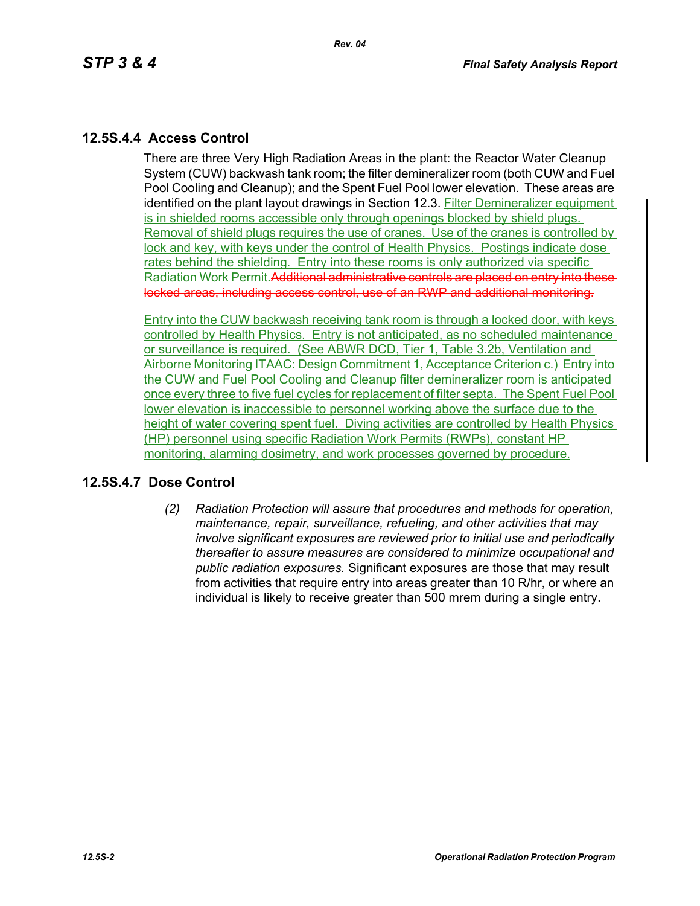## 12.5S.4.4 Access Control

There are three Very High Radiation Areas in the plant: the Reactor Water Cleanup System (CUW) backwash tank room; the filter demineralizer room (both CUW and Fuel Pool Cooling and Cleanup); and the Spent Fuel Pool lower elevation. These areas are identified on the plant layout drawings in Section 12.3. Filter Demineralizer equipment is in shielded rooms accessible only through openings blocked by shield plugs. Removal of shield plugs requires the use of cranes. Use of the cranes is controlled by lock and key, with keys under the control of Health Physics. Postings indicate dose rates behind the shielding. Entry into these rooms is only authorized via specific Radiation Work Permit.~~Additional administrative controls are placed on entry into these locked areas, including access control, use of an RWP and additional monitoring.~~

Entry into the CUW backwash receiving tank room is through a locked door, with keys controlled by Health Physics. Entry is not anticipated, as no scheduled maintenance or surveillance is required. (See ABWR DCD, Tier 1, Table 3.2b, Ventilation and Airborne Monitoring ITAAC: Design Commitment 1, Acceptance Criterion c.) Entry into the CUW and Fuel Pool Cooling and Cleanup filter demineralizer room is anticipated once every three to five fuel cycles for replacement of filter septa. The Spent Fuel Pool lower elevation is inaccessible to personnel working above the surface due to the height of water covering spent fuel. Diving activities are controlled by Health Physics (HP) personnel using specific Radiation Work Permits (RWPs), constant HP monitoring, alarming dosimetry, and work processes governed by procedure.

## 12.5S.4.7 Dose Control

(2) *Radiation Protection will assure that procedures and methods for operation, maintenance, repair, surveillance, refueling, and other activities that may involve significant exposures are reviewed prior to initial use and periodically thereafter to assure measures are considered to minimize occupational and public radiation exposures.* Significant exposures are those that may result from activities that require entry into areas greater than 10 R/hr, or where an individual is likely to receive greater than 500 mrem during a single entry.